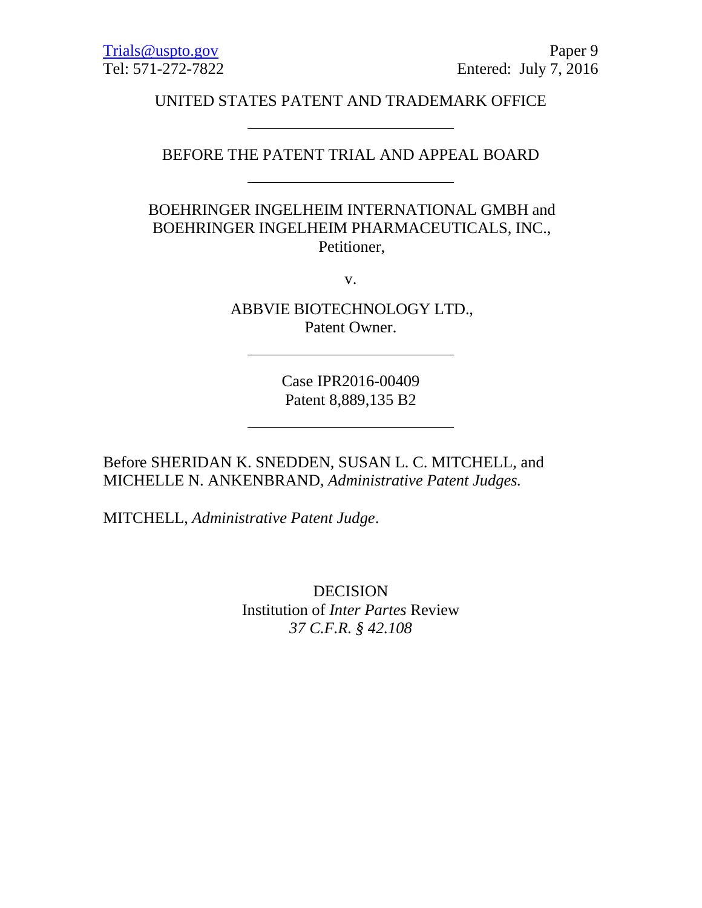Trials@uspto.gov
Tel: 571-272-7822

Paper 9
Entered: July 7, 2016

UNITED STATES PATENT AND TRADEMARK OFFICE

---

BEFORE THE PATENT TRIAL AND APPEAL BOARD

---

BOEHRINGER INGELHEIM INTERNATIONAL GMBH and
BOEHRINGER INGELHEIM PHARMACEUTICALS, INC.,
Petitioner,

v.

ABBVIE BIOTECHNOLOGY LTD.,
Patent Owner.

---

Case IPR2016-00409
Patent 8,889,135 B2

---

Before SHERIDAN K. SNEDDEN, SUSAN L. C. MITCHELL, and MICHELLE N. ANKENBRAND, *Administrative Patent Judges.*

MITCHELL, *Administrative Patent Judge*.

DECISION
Institution of *Inter Partes* Review
*37 C.F.R. § 42.108*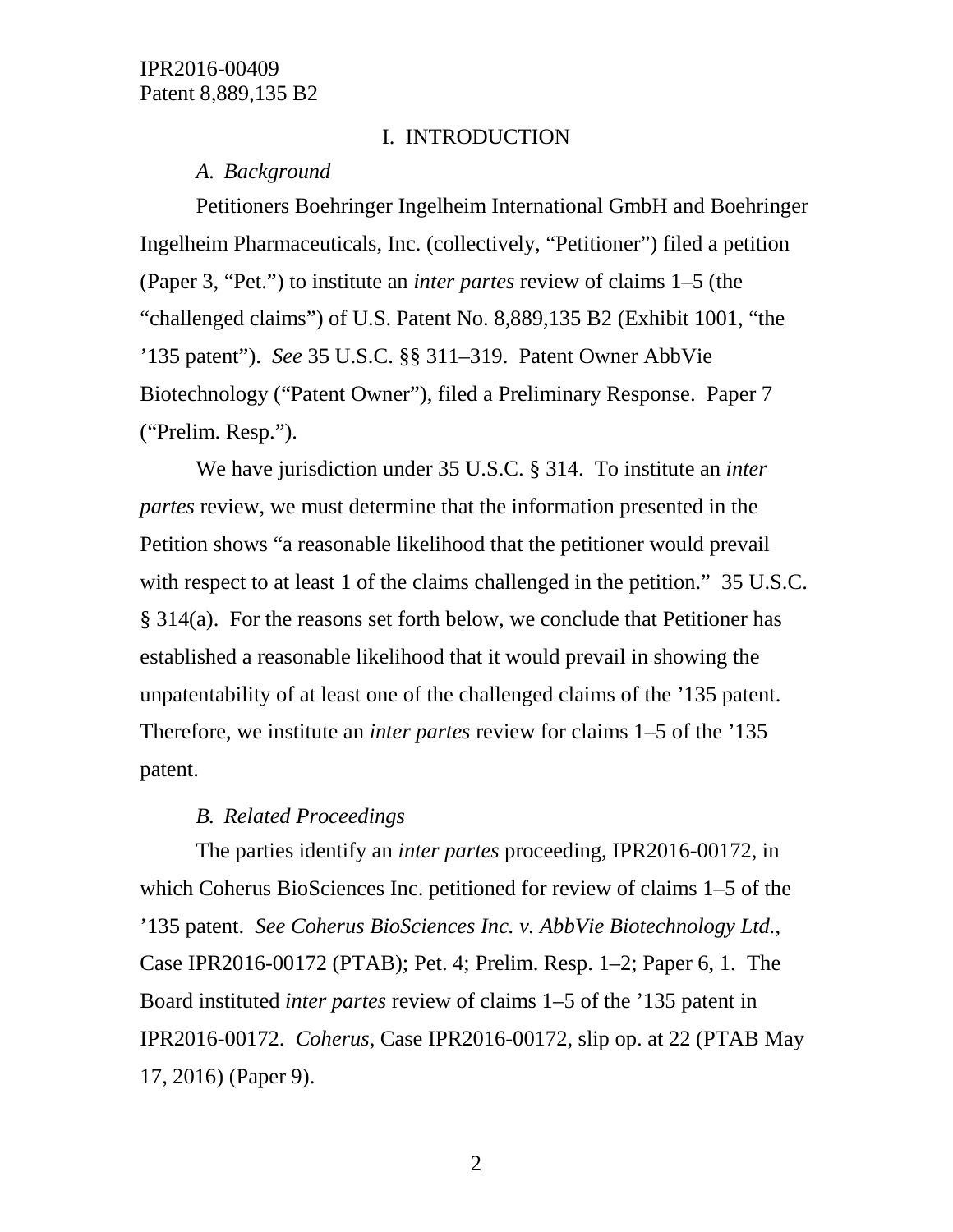## I. INTRODUCTION

### *A. Background*

Petitioners Boehringer Ingelheim International GmbH and Boehringer Ingelheim Pharmaceuticals, Inc. (collectively, "Petitioner") filed a petition (Paper 3, "Pet.") to institute an *inter partes* review of claims 1–5 (the "challenged claims") of U.S. Patent No. 8,889,135 B2 (Exhibit 1001, "the '135 patent"). *See* 35 U.S.C. §§ 311–319. Patent Owner AbbVie Biotechnology ("Patent Owner"), filed a Preliminary Response. Paper 7 ("Prelim. Resp.").

We have jurisdiction under 35 U.S.C. § 314. To institute an *inter partes* review, we must determine that the information presented in the Petition shows "a reasonable likelihood that the petitioner would prevail with respect to at least 1 of the claims challenged in the petition." 35 U.S.C. § 314(a). For the reasons set forth below, we conclude that Petitioner has established a reasonable likelihood that it would prevail in showing the unpatentability of at least one of the challenged claims of the '135 patent. Therefore, we institute an *inter partes* review for claims 1–5 of the '135 patent.

### *B. Related Proceedings*

The parties identify an *inter partes* proceeding, IPR2016-00172, in which Coherus BioSciences Inc. petitioned for review of claims 1–5 of the '135 patent. *See Coherus BioSciences Inc. v. AbbVie Biotechnology Ltd.*, Case IPR2016-00172 (PTAB); Pet. 4; Prelim. Resp. 1–2; Paper 6, 1. The Board instituted *inter partes* review of claims 1–5 of the '135 patent in IPR2016-00172. *Coherus*, Case IPR2016-00172, slip op. at 22 (PTAB May 17, 2016) (Paper 9).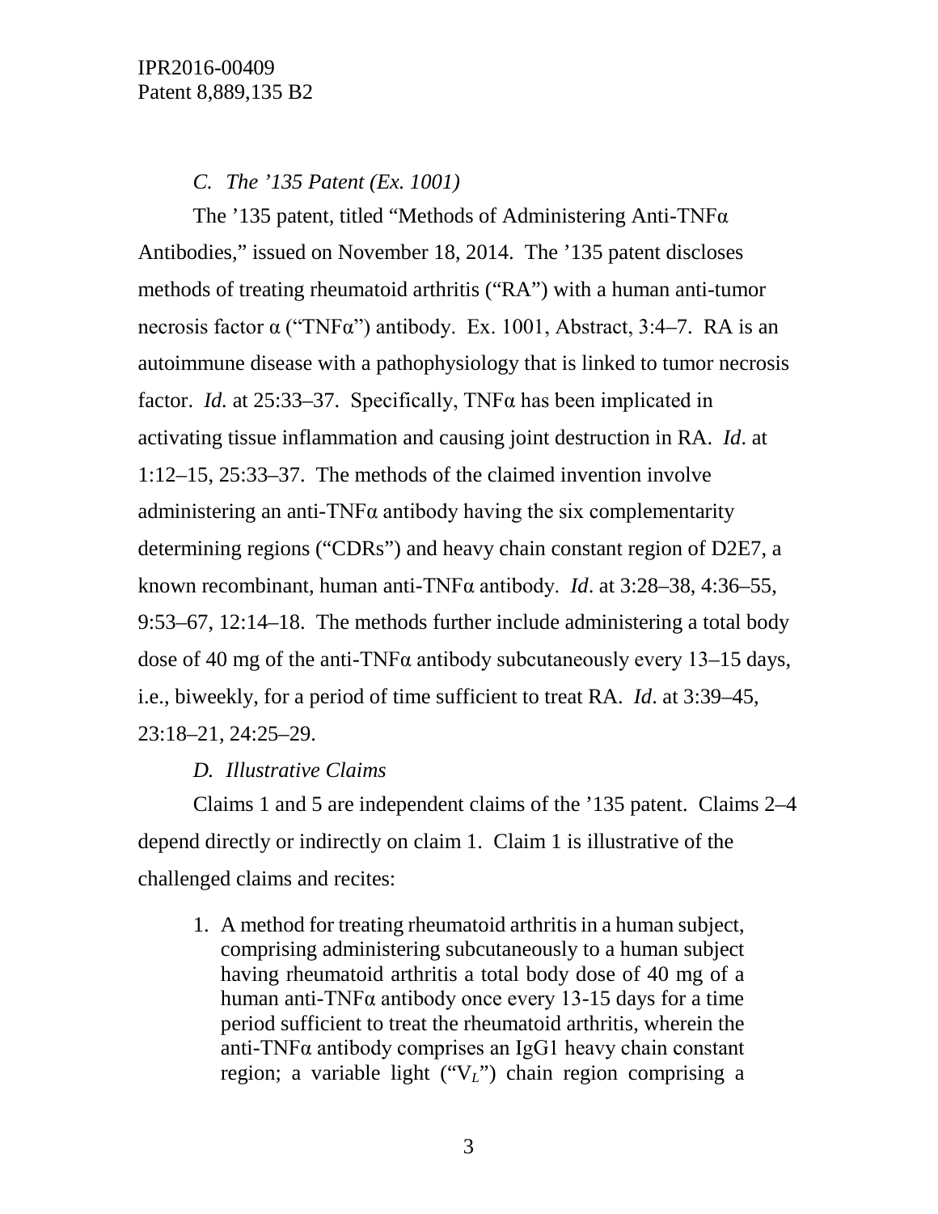### *C. The ’135 Patent (Ex. 1001)*

The ’135 patent, titled “Methods of Administering Anti-TNFα Antibodies,” issued on November 18, 2014. The ’135 patent discloses methods of treating rheumatoid arthritis (“RA”) with a human anti-tumor necrosis factor α (“TNFα”) antibody. Ex. 1001, Abstract, 3:4–7. RA is an autoimmune disease with a pathophysiology that is linked to tumor necrosis factor. *Id.* at 25:33–37. Specifically, TNFα has been implicated in activating tissue inflammation and causing joint destruction in RA. *Id*. at 1:12–15, 25:33–37. The methods of the claimed invention involve administering an anti-TNFα antibody having the six complementarity determining regions (“CDRs”) and heavy chain constant region of D2E7, a known recombinant, human anti-TNFα antibody. *Id*. at 3:28–38, 4:36–55, 9:53–67, 12:14–18. The methods further include administering a total body dose of 40 mg of the anti-TNFα antibody subcutaneously every 13–15 days, i.e., biweekly, for a period of time sufficient to treat RA. *Id*. at 3:39–45, 23:18–21, 24:25–29.

### *D. Illustrative Claims*

Claims 1 and 5 are independent claims of the ’135 patent. Claims 2–4 depend directly or indirectly on claim 1. Claim 1 is illustrative of the challenged claims and recites:

> 1. A method for treating rheumatoid arthritis in a human subject, comprising administering subcutaneously to a human subject having rheumatoid arthritis a total body dose of 40 mg of a human anti-TNFα antibody once every 13-15 days for a time period sufficient to treat the rheumatoid arthritis, wherein the anti-TNFα antibody comprises an IgG1 heavy chain constant region; a variable light (“$V_L$”) chain region comprising a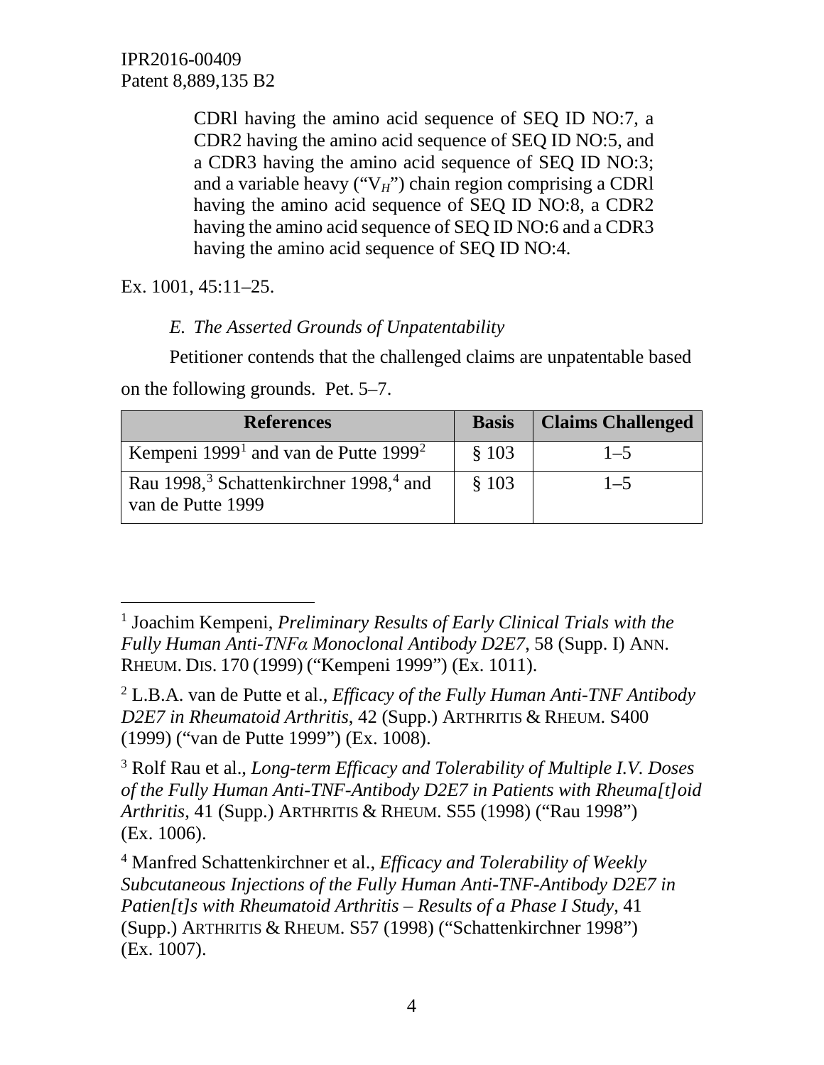> CDRl having the amino acid sequence of SEQ ID NO:7, a CDR2 having the amino acid sequence of SEQ ID NO:5, and a CDR3 having the amino acid sequence of SEQ ID NO:3; and a variable heavy ("$V_H$") chain region comprising a CDRl having the amino acid sequence of SEQ ID NO:8, a CDR2 having the amino acid sequence of SEQ ID NO:6 and a CDR3 having the amino acid sequence of SEQ ID NO:4.

Ex. 1001, 45:11–25.

### *E. The Asserted Grounds of Unpatentability*

Petitioner contends that the challenged claims are unpatentable based on the following grounds. Pet. 5–7.

| References | Basis | Claims Challenged |
|---|---|---|
| Kempeni 1999[1] and van de Putte 1999[2] | § 103 | 1–5 |
| Rau 1998,[3] Schattenkirchner 1998,[4] and van de Putte 1999 | § 103 | 1–5 |

---

[1] Joachim Kempeni, *Preliminary Results of Early Clinical Trials with the Fully Human Anti-TNFα Monoclonal Antibody D2E7*, 58 (Supp. I) ANN. RHEUM. DIS. 170 (1999) ("Kempeni 1999") (Ex. 1011).

[2] L.B.A. van de Putte et al., *Efficacy of the Fully Human Anti-TNF Antibody D2E7 in Rheumatoid Arthritis*, 42 (Supp.) ARTHRITIS & RHEUM. S400 (1999) ("van de Putte 1999") (Ex. 1008).

[3] Rolf Rau et al., *Long-term Efficacy and Tolerability of Multiple I.V. Doses of the Fully Human Anti-TNF-Antibody D2E7 in Patients with Rheuma[t]oid Arthritis*, 41 (Supp.) ARTHRITIS & RHEUM. S55 (1998) ("Rau 1998") (Ex. 1006).

[4] Manfred Schattenkirchner et al., *Efficacy and Tolerability of Weekly Subcutaneous Injections of the Fully Human Anti-TNF-Antibody D2E7 in Patien[t]s with Rheumatoid Arthritis – Results of a Phase I Study*, 41 (Supp.) ARTHRITIS & RHEUM. S57 (1998) ("Schattenkirchner 1998") (Ex. 1007).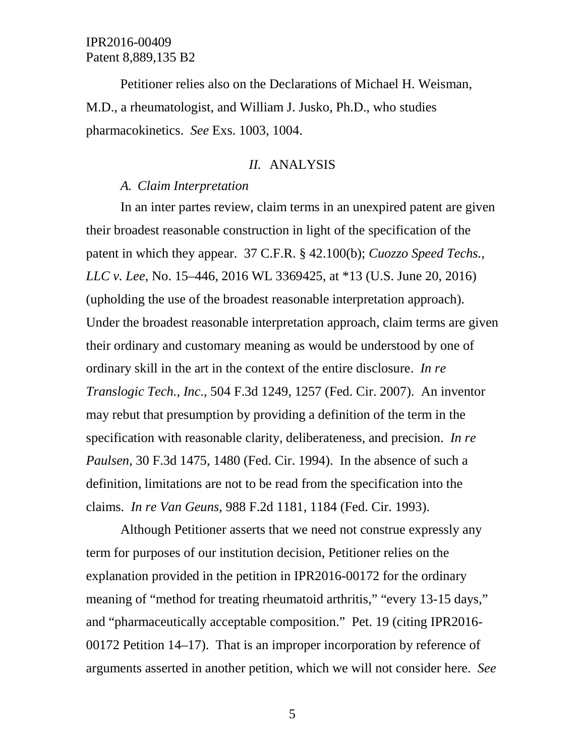Petitioner relies also on the Declarations of Michael H. Weisman, M.D., a rheumatologist, and William J. Jusko, Ph.D., who studies pharmacokinetics. *See* Exs. 1003, 1004.

## *II.* ANALYSIS

### *A. Claim Interpretation*

In an inter partes review, claim terms in an unexpired patent are given their broadest reasonable construction in light of the specification of the patent in which they appear. 37 C.F.R. § 42.100(b); *Cuozzo Speed Techs., LLC v. Lee*, No. 15–446, 2016 WL 3369425, at *13 (U.S. June 20, 2016) (upholding the use of the broadest reasonable interpretation approach). Under the broadest reasonable interpretation approach, claim terms are given their ordinary and customary meaning as would be understood by one of ordinary skill in the art in the context of the entire disclosure. *In re Translogic Tech., Inc.*, 504 F.3d 1249, 1257 (Fed. Cir. 2007). An inventor may rebut that presumption by providing a definition of the term in the specification with reasonable clarity, deliberateness, and precision. *In re Paulsen*, 30 F.3d 1475, 1480 (Fed. Cir. 1994). In the absence of such a definition, limitations are not to be read from the specification into the claims. *In re Van Geuns*, 988 F.2d 1181, 1184 (Fed. Cir. 1993).

Although Petitioner asserts that we need not construe expressly any term for purposes of our institution decision, Petitioner relies on the explanation provided in the petition in IPR2016-00172 for the ordinary meaning of "method for treating rheumatoid arthritis," "every 13-15 days," and "pharmaceutically acceptable composition." Pet. 19 (citing IPR2016-00172 Petition 14–17). That is an improper incorporation by reference of arguments asserted in another petition, which we will not consider here. *See*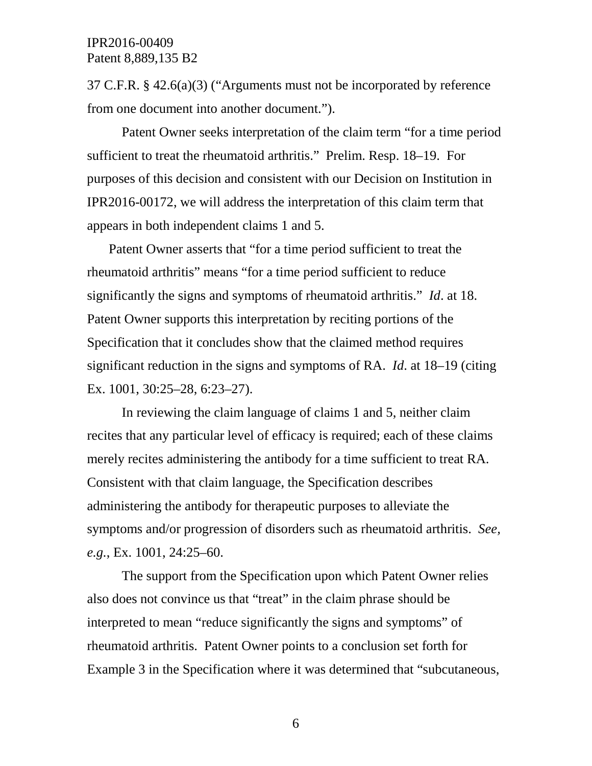37 C.F.R. § 42.6(a)(3) ("Arguments must not be incorporated by reference from one document into another document.").

Patent Owner seeks interpretation of the claim term "for a time period sufficient to treat the rheumatoid arthritis." Prelim. Resp. 18–19. For purposes of this decision and consistent with our Decision on Institution in IPR2016-00172, we will address the interpretation of this claim term that appears in both independent claims 1 and 5.

Patent Owner asserts that "for a time period sufficient to treat the rheumatoid arthritis" means "for a time period sufficient to reduce significantly the signs and symptoms of rheumatoid arthritis." *Id*. at 18. Patent Owner supports this interpretation by reciting portions of the Specification that it concludes show that the claimed method requires significant reduction in the signs and symptoms of RA. *Id*. at 18–19 (citing Ex. 1001, 30:25–28, 6:23–27).

In reviewing the claim language of claims 1 and 5, neither claim recites that any particular level of efficacy is required; each of these claims merely recites administering the antibody for a time sufficient to treat RA. Consistent with that claim language, the Specification describes administering the antibody for therapeutic purposes to alleviate the symptoms and/or progression of disorders such as rheumatoid arthritis. *See, e.g.*, Ex. 1001, 24:25–60.

The support from the Specification upon which Patent Owner relies also does not convince us that "treat" in the claim phrase should be interpreted to mean "reduce significantly the signs and symptoms" of rheumatoid arthritis. Patent Owner points to a conclusion set forth for Example 3 in the Specification where it was determined that "subcutaneous,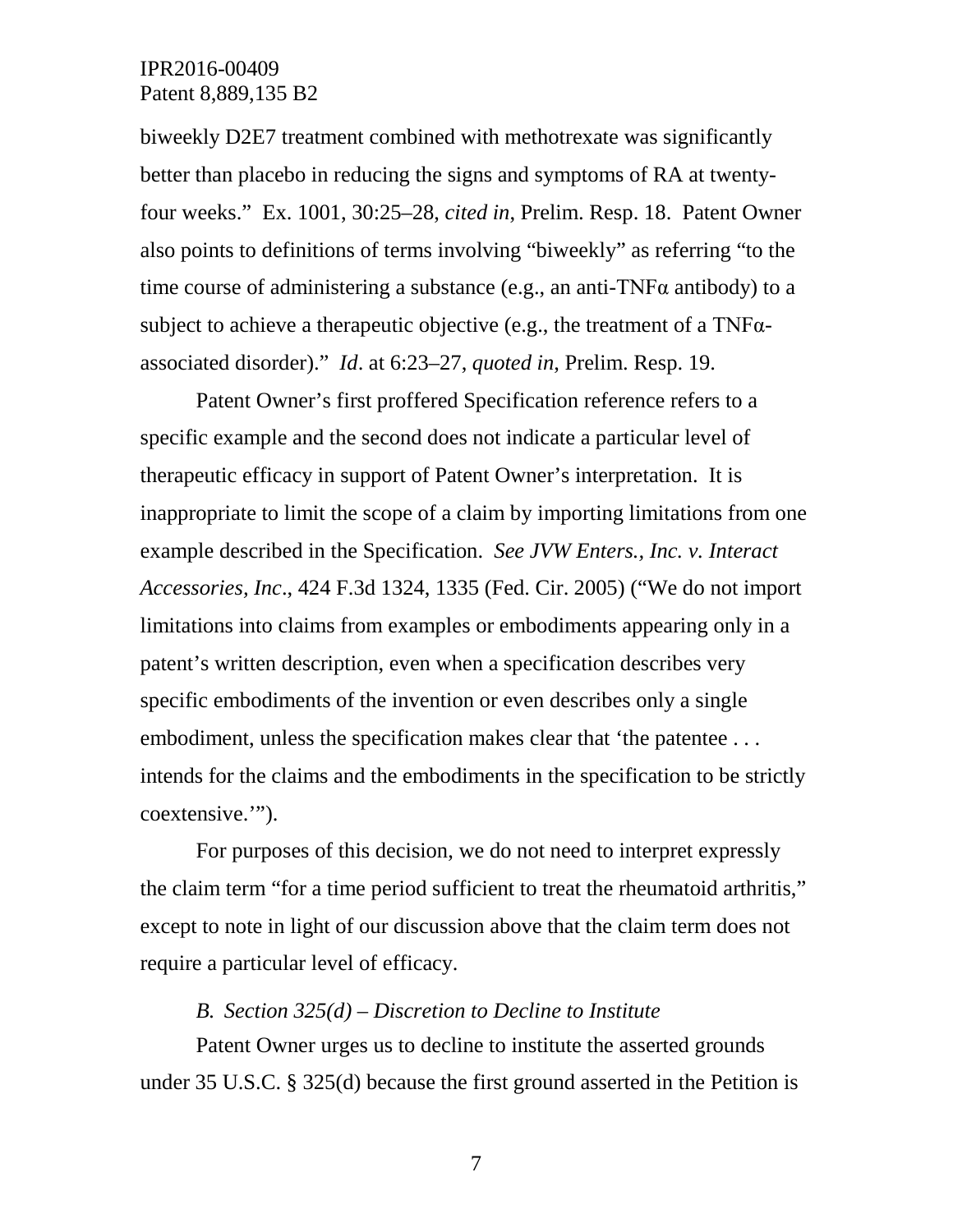biweekly D2E7 treatment combined with methotrexate was significantly better than placebo in reducing the signs and symptoms of RA at twenty-four weeks." Ex. 1001, 30:25–28, *cited in*, Prelim. Resp. 18. Patent Owner also points to definitions of terms involving "biweekly" as referring "to the time course of administering a substance (e.g., an anti-TNFα antibody) to a subject to achieve a therapeutic objective (e.g., the treatment of a TNFα-associated disorder)." *Id*. at 6:23–27, *quoted in*, Prelim. Resp. 19.

Patent Owner's first proffered Specification reference refers to a specific example and the second does not indicate a particular level of therapeutic efficacy in support of Patent Owner's interpretation. It is inappropriate to limit the scope of a claim by importing limitations from one example described in the Specification. *See JVW Enters., Inc. v. Interact Accessories, Inc*., 424 F.3d 1324, 1335 (Fed. Cir. 2005) ("We do not import limitations into claims from examples or embodiments appearing only in a patent's written description, even when a specification describes very specific embodiments of the invention or even describes only a single embodiment, unless the specification makes clear that 'the patentee . . . intends for the claims and the embodiments in the specification to be strictly coextensive.'").

For purposes of this decision, we do not need to interpret expressly the claim term "for a time period sufficient to treat the rheumatoid arthritis," except to note in light of our discussion above that the claim term does not require a particular level of efficacy.

### *B. Section 325(d) – Discretion to Decline to Institute*

Patent Owner urges us to decline to institute the asserted grounds under 35 U.S.C. § 325(d) because the first ground asserted in the Petition is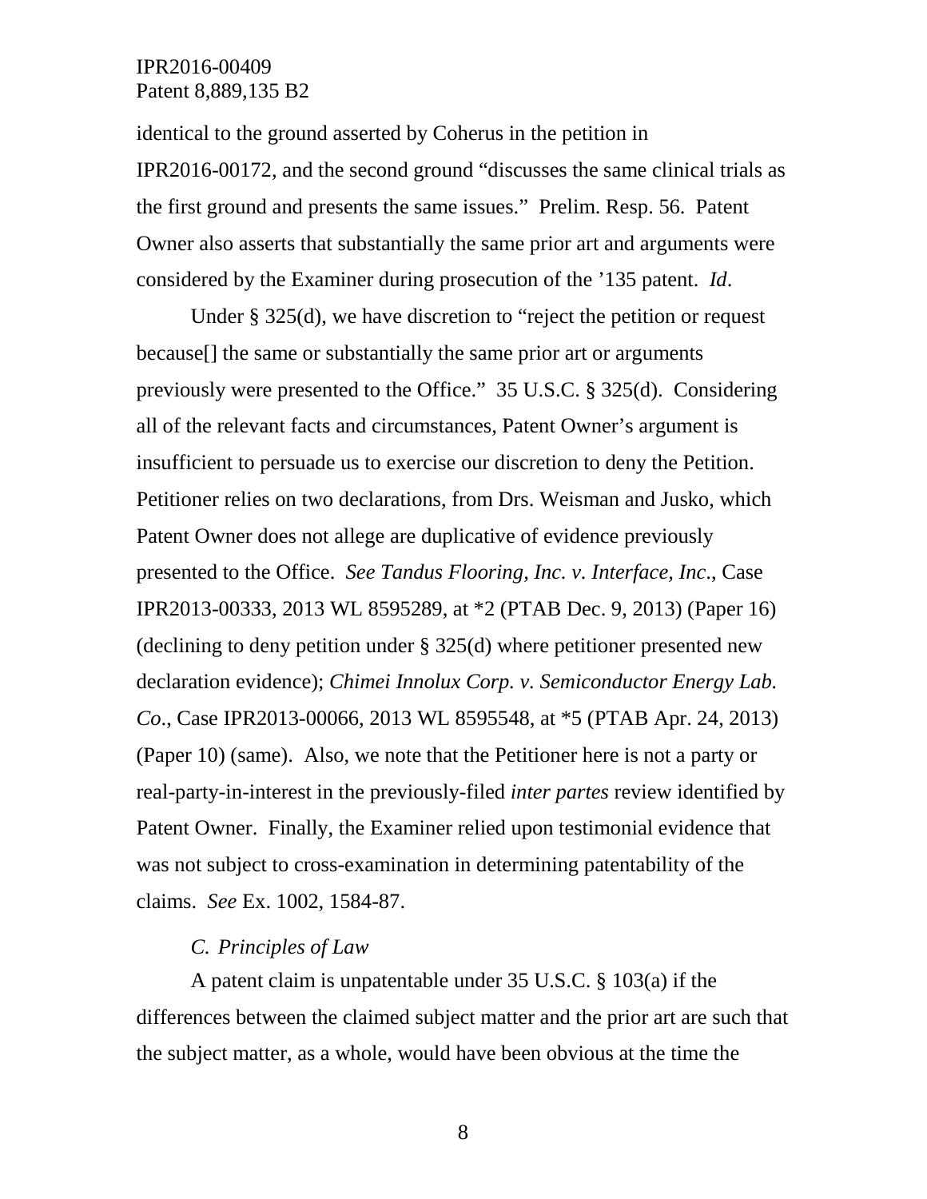identical to the ground asserted by Coherus in the petition in IPR2016-00172, and the second ground "discusses the same clinical trials as the first ground and presents the same issues." Prelim. Resp. 56. Patent Owner also asserts that substantially the same prior art and arguments were considered by the Examiner during prosecution of the '135 patent. *Id*.

Under § 325(d), we have discretion to "reject the petition or request because[] the same or substantially the same prior art or arguments previously were presented to the Office." 35 U.S.C. § 325(d). Considering all of the relevant facts and circumstances, Patent Owner's argument is insufficient to persuade us to exercise our discretion to deny the Petition. Petitioner relies on two declarations, from Drs. Weisman and Jusko, which Patent Owner does not allege are duplicative of evidence previously presented to the Office. *See Tandus Flooring, Inc. v. Interface, Inc*., Case IPR2013-00333, 2013 WL 8595289, at *2 (PTAB Dec. 9, 2013) (Paper 16) (declining to deny petition under § 325(d) where petitioner presented new declaration evidence); *Chimei Innolux Corp. v. Semiconductor Energy Lab. Co*., Case IPR2013-00066, 2013 WL 8595548, at *5 (PTAB Apr. 24, 2013) (Paper 10) (same). Also, we note that the Petitioner here is not a party or real-party-in-interest in the previously-filed *inter partes* review identified by Patent Owner. Finally, the Examiner relied upon testimonial evidence that was not subject to cross-examination in determining patentability of the claims. *See* Ex. 1002, 1584-87.

### *C. Principles of Law*

A patent claim is unpatentable under 35 U.S.C. § 103(a) if the differences between the claimed subject matter and the prior art are such that the subject matter, as a whole, would have been obvious at the time the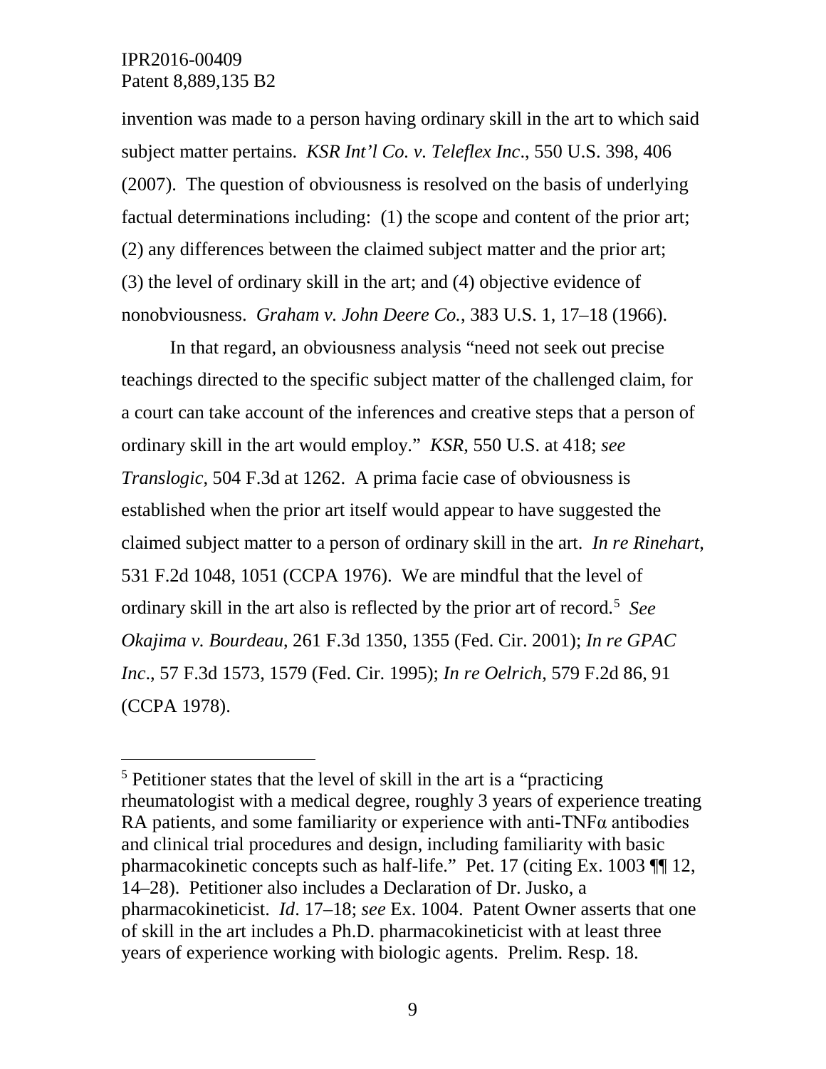invention was made to a person having ordinary skill in the art to which said subject matter pertains. *KSR Int'l Co. v. Teleflex Inc*., 550 U.S. 398, 406 (2007). The question of obviousness is resolved on the basis of underlying factual determinations including: (1) the scope and content of the prior art; (2) any differences between the claimed subject matter and the prior art; (3) the level of ordinary skill in the art; and (4) objective evidence of nonobviousness. *Graham v. John Deere Co.*, 383 U.S. 1, 17–18 (1966).

In that regard, an obviousness analysis "need not seek out precise teachings directed to the specific subject matter of the challenged claim, for a court can take account of the inferences and creative steps that a person of ordinary skill in the art would employ." *KSR*, 550 U.S. at 418; *see Translogic*, 504 F.3d at 1262. A prima facie case of obviousness is established when the prior art itself would appear to have suggested the claimed subject matter to a person of ordinary skill in the art. *In re Rinehart*, 531 F.2d 1048, 1051 (CCPA 1976). We are mindful that the level of ordinary skill in the art also is reflected by the prior art of record.[5] *See Okajima v. Bourdeau*, 261 F.3d 1350, 1355 (Fed. Cir. 2001); *In re GPAC Inc*., 57 F.3d 1573, 1579 (Fed. Cir. 1995); *In re Oelrich*, 579 F.2d 86, 91 (CCPA 1978).

---

[5] Petitioner states that the level of skill in the art is a "practicing rheumatologist with a medical degree, roughly 3 years of experience treating RA patients, and some familiarity or experience with anti-TNFα antibodies and clinical trial procedures and design, including familiarity with basic pharmacokinetic concepts such as half-life." Pet. 17 (citing Ex. 1003 ¶¶ 12, 14–28). Petitioner also includes a Declaration of Dr. Jusko, a pharmacokineticist. *Id*. 17–18; *see* Ex. 1004. Patent Owner asserts that one of skill in the art includes a Ph.D. pharmacokineticist with at least three years of experience working with biologic agents. Prelim. Resp. 18.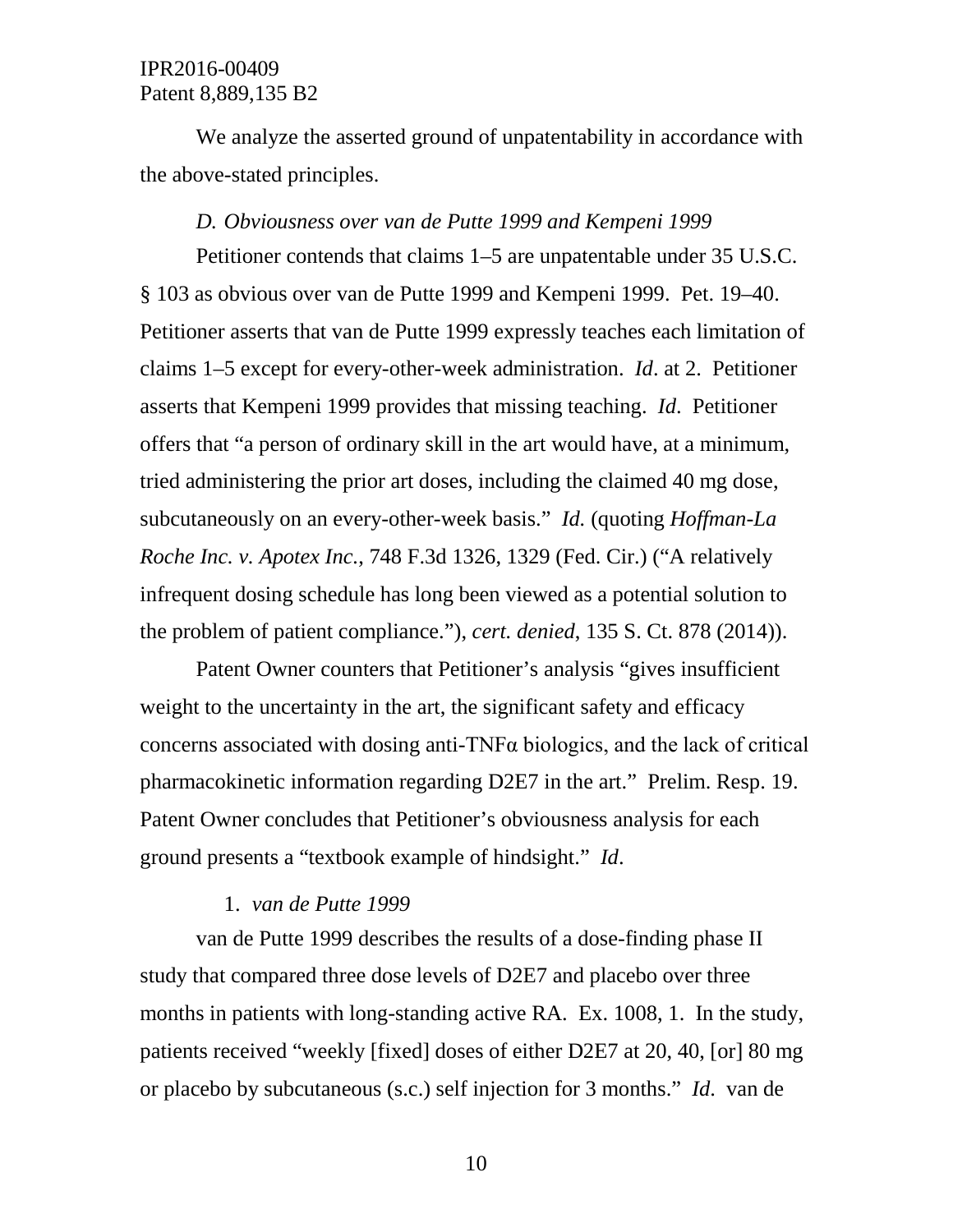We analyze the asserted ground of unpatentability in accordance with the above-stated principles.

*D. Obviousness over van de Putte 1999 and Kempeni 1999*

Petitioner contends that claims 1–5 are unpatentable under 35 U.S.C. § 103 as obvious over van de Putte 1999 and Kempeni 1999. Pet. 19–40. Petitioner asserts that van de Putte 1999 expressly teaches each limitation of claims 1–5 except for every-other-week administration. *Id*. at 2. Petitioner asserts that Kempeni 1999 provides that missing teaching. *Id*. Petitioner offers that "a person of ordinary skill in the art would have, at a minimum, tried administering the prior art doses, including the claimed 40 mg dose, subcutaneously on an every-other-week basis." *Id.* (quoting *Hoffman-La Roche Inc. v. Apotex Inc.*, 748 F.3d 1326, 1329 (Fed. Cir.) ("A relatively infrequent dosing schedule has long been viewed as a potential solution to the problem of patient compliance."), *cert. denied*, 135 S. Ct. 878 (2014)).

Patent Owner counters that Petitioner's analysis "gives insufficient weight to the uncertainty in the art, the significant safety and efficacy concerns associated with dosing anti-TNFα biologics, and the lack of critical pharmacokinetic information regarding D2E7 in the art." Prelim. Resp. 19. Patent Owner concludes that Petitioner's obviousness analysis for each ground presents a "textbook example of hindsight." *Id*.

1. *van de Putte 1999*

van de Putte 1999 describes the results of a dose-finding phase II study that compared three dose levels of D2E7 and placebo over three months in patients with long-standing active RA. Ex. 1008, 1. In the study, patients received "weekly [fixed] doses of either D2E7 at 20, 40, [or] 80 mg or placebo by subcutaneous (s.c.) self injection for 3 months." *Id*. van de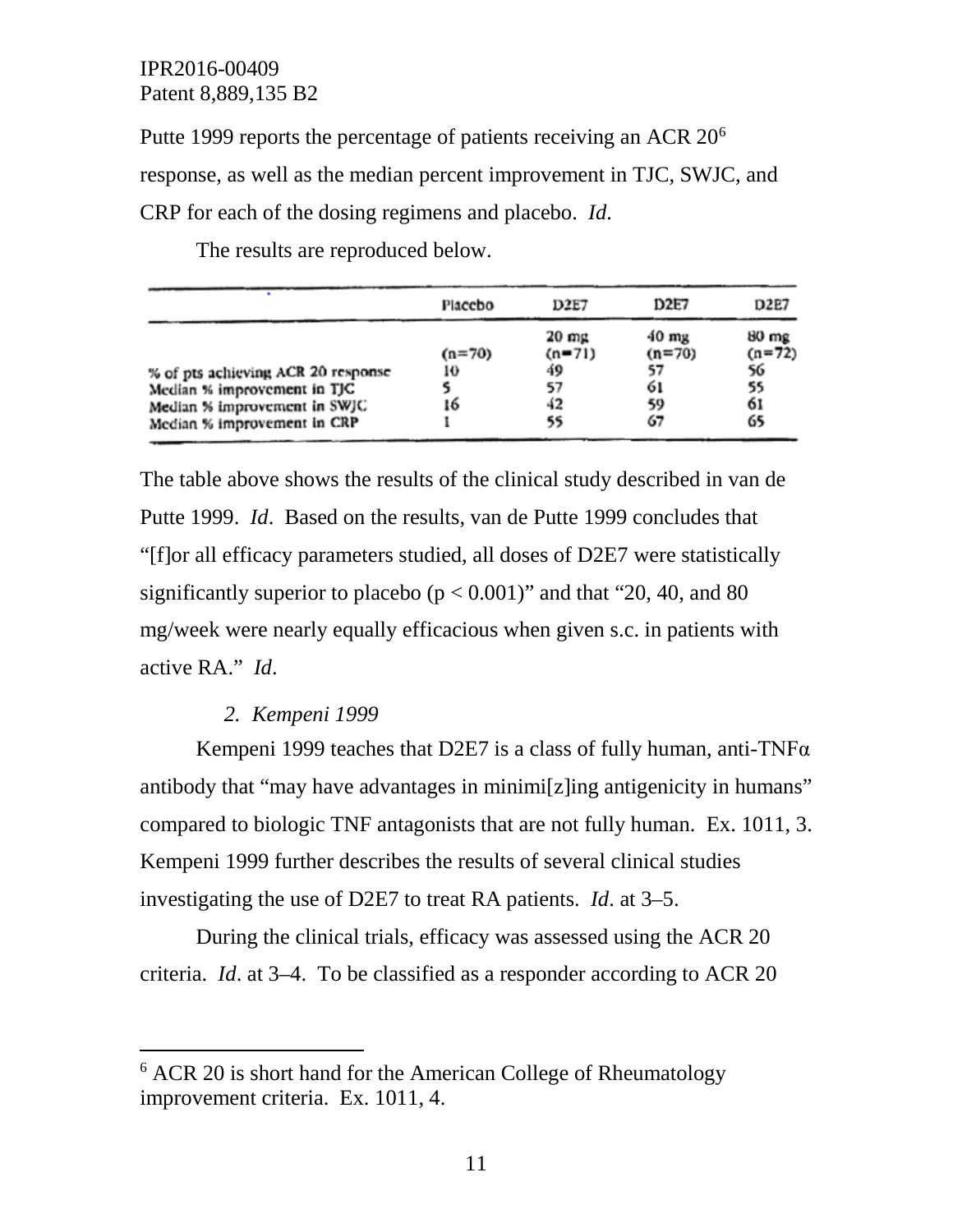Putte 1999 reports the percentage of patients receiving an ACR 20[6] response, as well as the median percent improvement in TJC, SWJC, and CRP for each of the dosing regimens and placebo. *Id*.

The results are reproduced below.

| | Placebo | D2E7 | D2E7 | D2E7 |
|---|---|---|---|---|
| | (n=70) | 20 mg (n=71) | 40 mg (n=70) | 80 mg (n=72) |
| % of pts achieving ACR 20 response | 10 | 49 | 57 | 56 |
| Median % improvement in TJC | 5 | 57 | 61 | 55 |
| Median % improvement in SWJC | 16 | 42 | 59 | 61 |
| Median % improvement in CRP | 1 | 55 | 67 | 65 |

The table above shows the results of the clinical study described in van de Putte 1999. *Id*. Based on the results, van de Putte 1999 concludes that "[f]or all efficacy parameters studied, all doses of D2E7 were statistically significantly superior to placebo ($p < 0.001$)" and that "20, 40, and 80 mg/week were nearly equally efficacious when given s.c. in patients with active RA." *Id*.

### 2. *Kempeni 1999*

Kempeni 1999 teaches that D2E7 is a class of fully human, anti-TNFα antibody that "may have advantages in minimi[z]ing antigenicity in humans" compared to biologic TNF antagonists that are not fully human. Ex. 1011, 3. Kempeni 1999 further describes the results of several clinical studies investigating the use of D2E7 to treat RA patients. *Id*. at 3–5.

During the clinical trials, efficacy was assessed using the ACR 20 criteria. *Id*. at 3–4. To be classified as a responder according to ACR 20

---

[6] ACR 20 is short hand for the American College of Rheumatology improvement criteria. Ex. 1011, 4.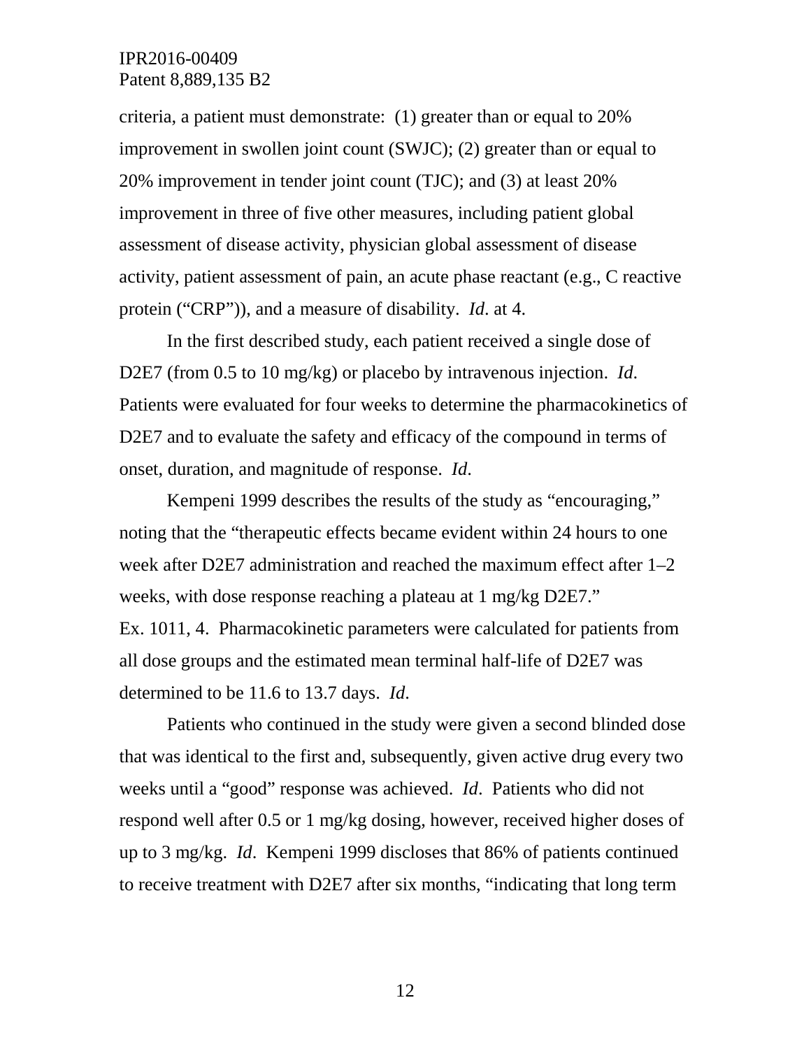criteria, a patient must demonstrate: (1) greater than or equal to 20% improvement in swollen joint count (SWJC); (2) greater than or equal to 20% improvement in tender joint count (TJC); and (3) at least 20% improvement in three of five other measures, including patient global assessment of disease activity, physician global assessment of disease activity, patient assessment of pain, an acute phase reactant (e.g., C reactive protein ("CRP")), and a measure of disability. *Id*. at 4.

In the first described study, each patient received a single dose of D2E7 (from 0.5 to 10 mg/kg) or placebo by intravenous injection. *Id*. Patients were evaluated for four weeks to determine the pharmacokinetics of D2E7 and to evaluate the safety and efficacy of the compound in terms of onset, duration, and magnitude of response. *Id*.

Kempeni 1999 describes the results of the study as "encouraging," noting that the "therapeutic effects became evident within 24 hours to one week after D2E7 administration and reached the maximum effect after 1–2 weeks, with dose response reaching a plateau at 1 mg/kg D2E7." Ex. 1011, 4. Pharmacokinetic parameters were calculated for patients from all dose groups and the estimated mean terminal half-life of D2E7 was determined to be 11.6 to 13.7 days. *Id*.

Patients who continued in the study were given a second blinded dose that was identical to the first and, subsequently, given active drug every two weeks until a "good" response was achieved. *Id*. Patients who did not respond well after 0.5 or 1 mg/kg dosing, however, received higher doses of up to 3 mg/kg. *Id*. Kempeni 1999 discloses that 86% of patients continued to receive treatment with D2E7 after six months, "indicating that long term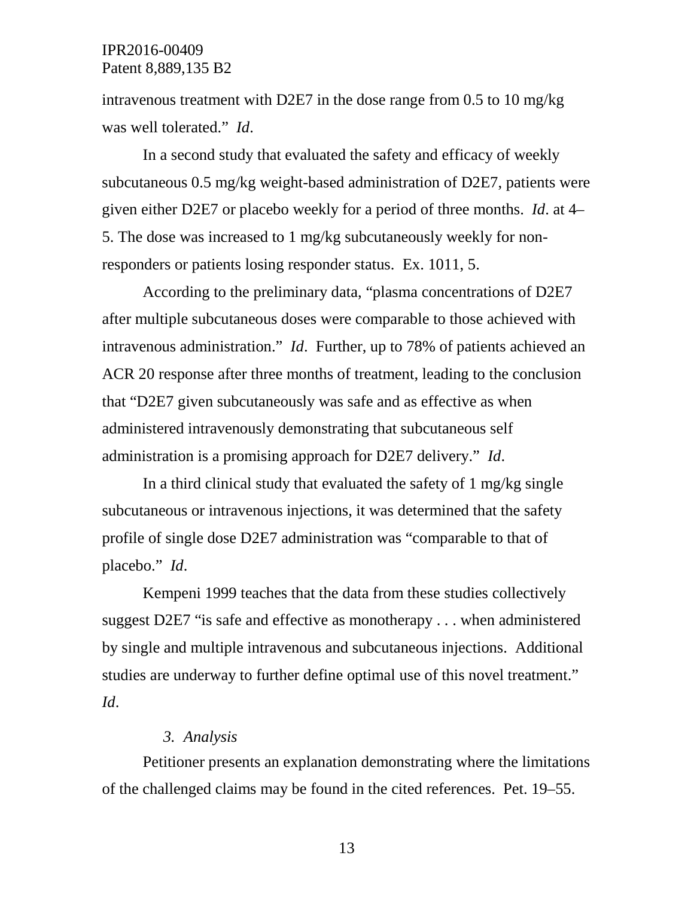intravenous treatment with D2E7 in the dose range from 0.5 to 10 mg/kg was well tolerated." *Id*.

In a second study that evaluated the safety and efficacy of weekly subcutaneous 0.5 mg/kg weight-based administration of D2E7, patients were given either D2E7 or placebo weekly for a period of three months. *Id*. at 4–5. The dose was increased to 1 mg/kg subcutaneously weekly for non-responders or patients losing responder status. Ex. 1011, 5.

According to the preliminary data, "plasma concentrations of D2E7 after multiple subcutaneous doses were comparable to those achieved with intravenous administration." *Id*. Further, up to 78% of patients achieved an ACR 20 response after three months of treatment, leading to the conclusion that "D2E7 given subcutaneously was safe and as effective as when administered intravenously demonstrating that subcutaneous self administration is a promising approach for D2E7 delivery." *Id*.

In a third clinical study that evaluated the safety of 1 mg/kg single subcutaneous or intravenous injections, it was determined that the safety profile of single dose D2E7 administration was "comparable to that of placebo." *Id*.

Kempeni 1999 teaches that the data from these studies collectively suggest D2E7 "is safe and effective as monotherapy . . . when administered by single and multiple intravenous and subcutaneous injections. Additional studies are underway to further define optimal use of this novel treatment." *Id*.

#### *3. Analysis*

Petitioner presents an explanation demonstrating where the limitations of the challenged claims may be found in the cited references. Pet. 19–55.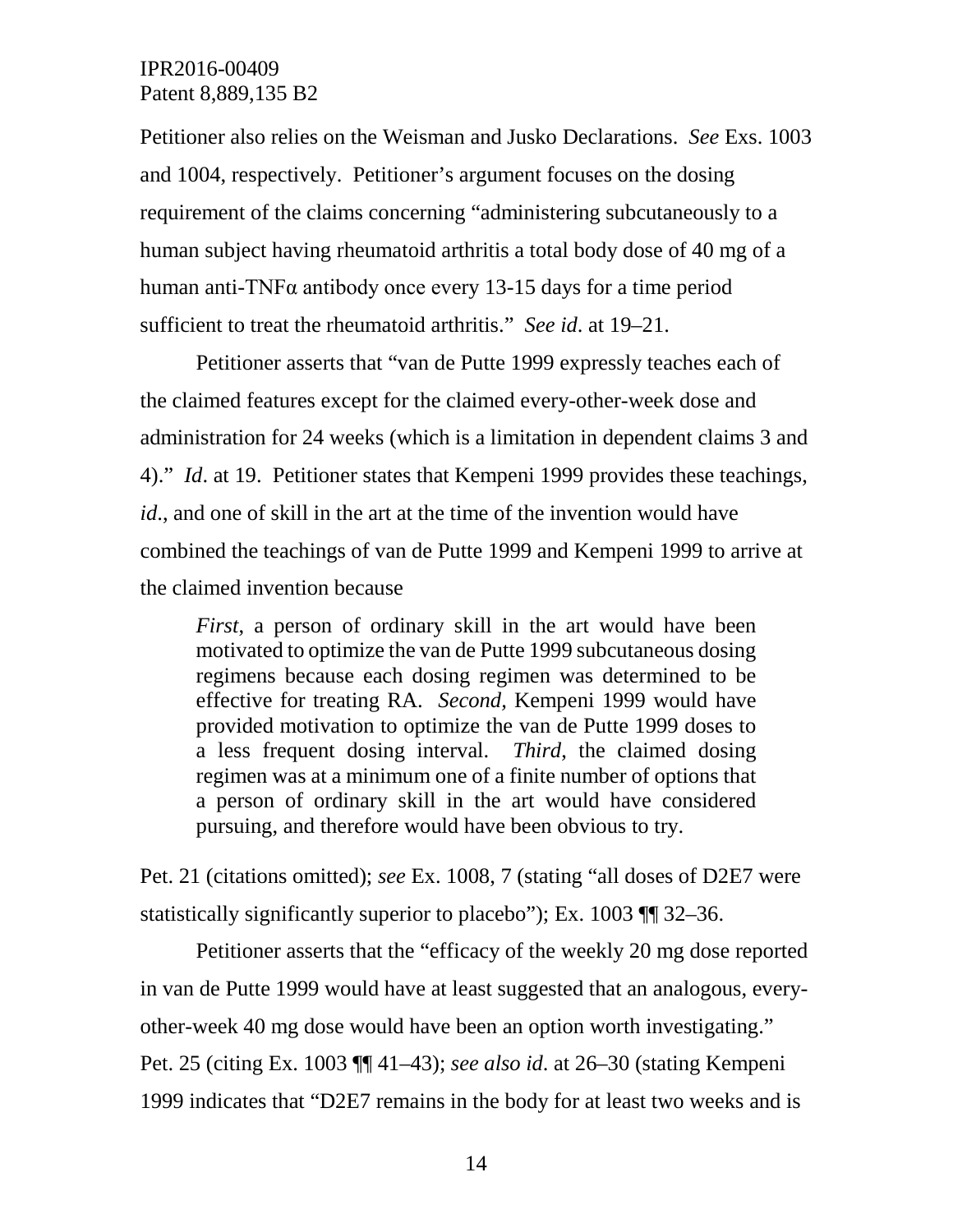Petitioner also relies on the Weisman and Jusko Declarations. *See* Exs. 1003 and 1004, respectively. Petitioner's argument focuses on the dosing requirement of the claims concerning "administering subcutaneously to a human subject having rheumatoid arthritis a total body dose of 40 mg of a human anti-TNFα antibody once every 13-15 days for a time period sufficient to treat the rheumatoid arthritis." *See id.* at 19–21.

Petitioner asserts that "van de Putte 1999 expressly teaches each of the claimed features except for the claimed every-other-week dose and administration for 24 weeks (which is a limitation in dependent claims 3 and 4)." *Id*. at 19. Petitioner states that Kempeni 1999 provides these teachings, *id*., and one of skill in the art at the time of the invention would have combined the teachings of van de Putte 1999 and Kempeni 1999 to arrive at the claimed invention because

> *First*, a person of ordinary skill in the art would have been motivated to optimize the van de Putte 1999 subcutaneous dosing regimens because each dosing regimen was determined to be effective for treating RA. *Second,* Kempeni 1999 would have provided motivation to optimize the van de Putte 1999 doses to a less frequent dosing interval. *Third*, the claimed dosing regimen was at a minimum one of a finite number of options that a person of ordinary skill in the art would have considered pursuing, and therefore would have been obvious to try.

Pet. 21 (citations omitted); *see* Ex. 1008, 7 (stating "all doses of D2E7 were statistically significantly superior to placebo"); Ex. 1003 ¶¶ 32–36.

Petitioner asserts that the "efficacy of the weekly 20 mg dose reported in van de Putte 1999 would have at least suggested that an analogous, every-other-week 40 mg dose would have been an option worth investigating." Pet. 25 (citing Ex. 1003 ¶¶ 41–43); *see also id.* at 26–30 (stating Kempeni 1999 indicates that "D2E7 remains in the body for at least two weeks and is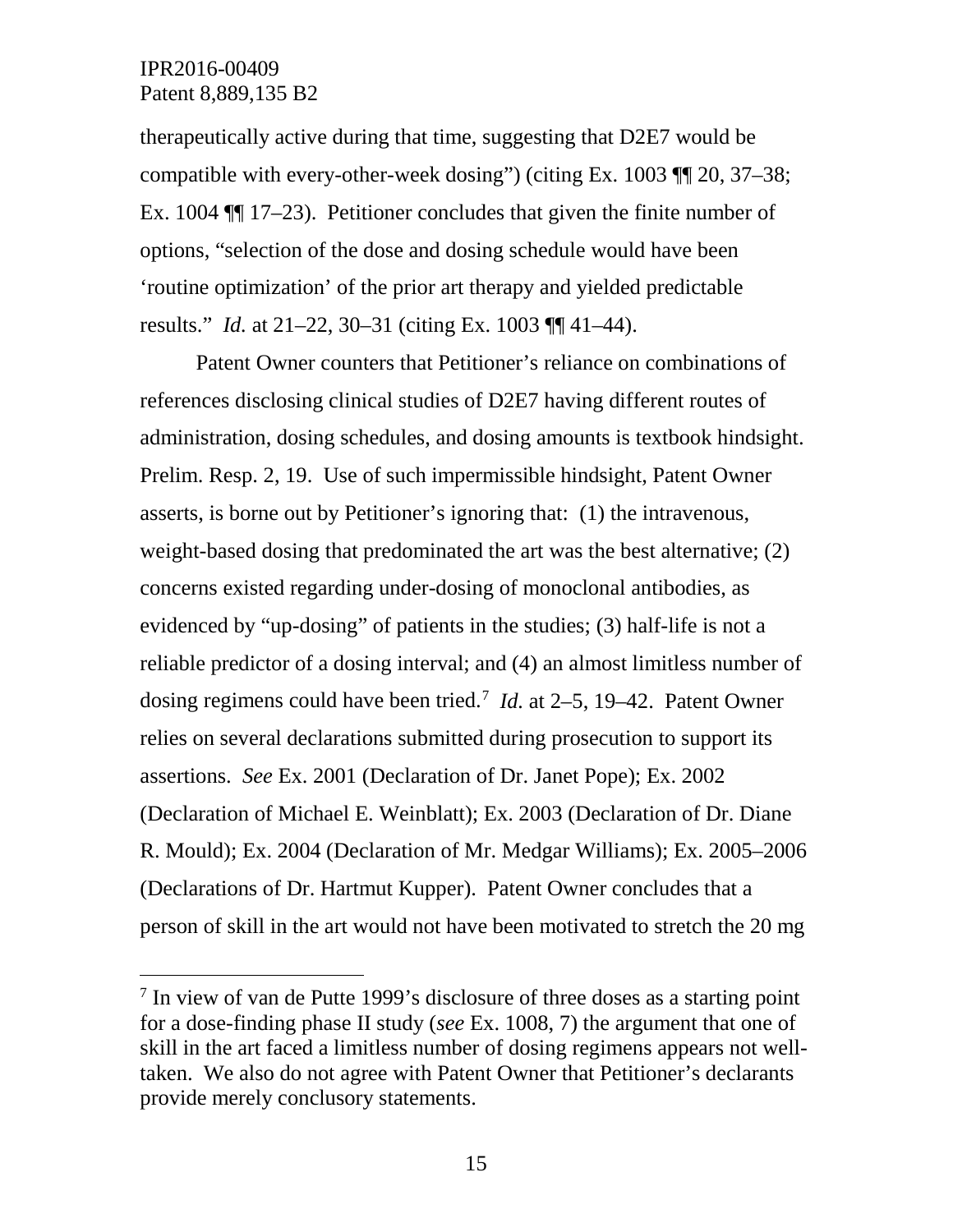therapeutically active during that time, suggesting that D2E7 would be compatible with every-other-week dosing") (citing Ex. 1003 ¶¶ 20, 37–38; Ex. 1004 ¶¶ 17–23). Petitioner concludes that given the finite number of options, "selection of the dose and dosing schedule would have been 'routine optimization' of the prior art therapy and yielded predictable results." *Id.* at 21–22, 30–31 (citing Ex. 1003 ¶¶ 41–44).

Patent Owner counters that Petitioner's reliance on combinations of references disclosing clinical studies of D2E7 having different routes of administration, dosing schedules, and dosing amounts is textbook hindsight. Prelim. Resp. 2, 19. Use of such impermissible hindsight, Patent Owner asserts, is borne out by Petitioner's ignoring that: (1) the intravenous, weight-based dosing that predominated the art was the best alternative; (2) concerns existed regarding under-dosing of monoclonal antibodies, as evidenced by "up-dosing" of patients in the studies; (3) half-life is not a reliable predictor of a dosing interval; and (4) an almost limitless number of dosing regimens could have been tried.[7] *Id.* at 2–5, 19–42. Patent Owner relies on several declarations submitted during prosecution to support its assertions. *See* Ex. 2001 (Declaration of Dr. Janet Pope); Ex. 2002 (Declaration of Michael E. Weinblatt); Ex. 2003 (Declaration of Dr. Diane R. Mould); Ex. 2004 (Declaration of Mr. Medgar Williams); Ex. 2005–2006 (Declarations of Dr. Hartmut Kupper). Patent Owner concludes that a person of skill in the art would not have been motivated to stretch the 20 mg

---

[7] In view of van de Putte 1999's disclosure of three doses as a starting point for a dose-finding phase II study (*see* Ex. 1008, 7) the argument that one of skill in the art faced a limitless number of dosing regimens appears not well-taken. We also do not agree with Patent Owner that Petitioner's declarants provide merely conclusory statements.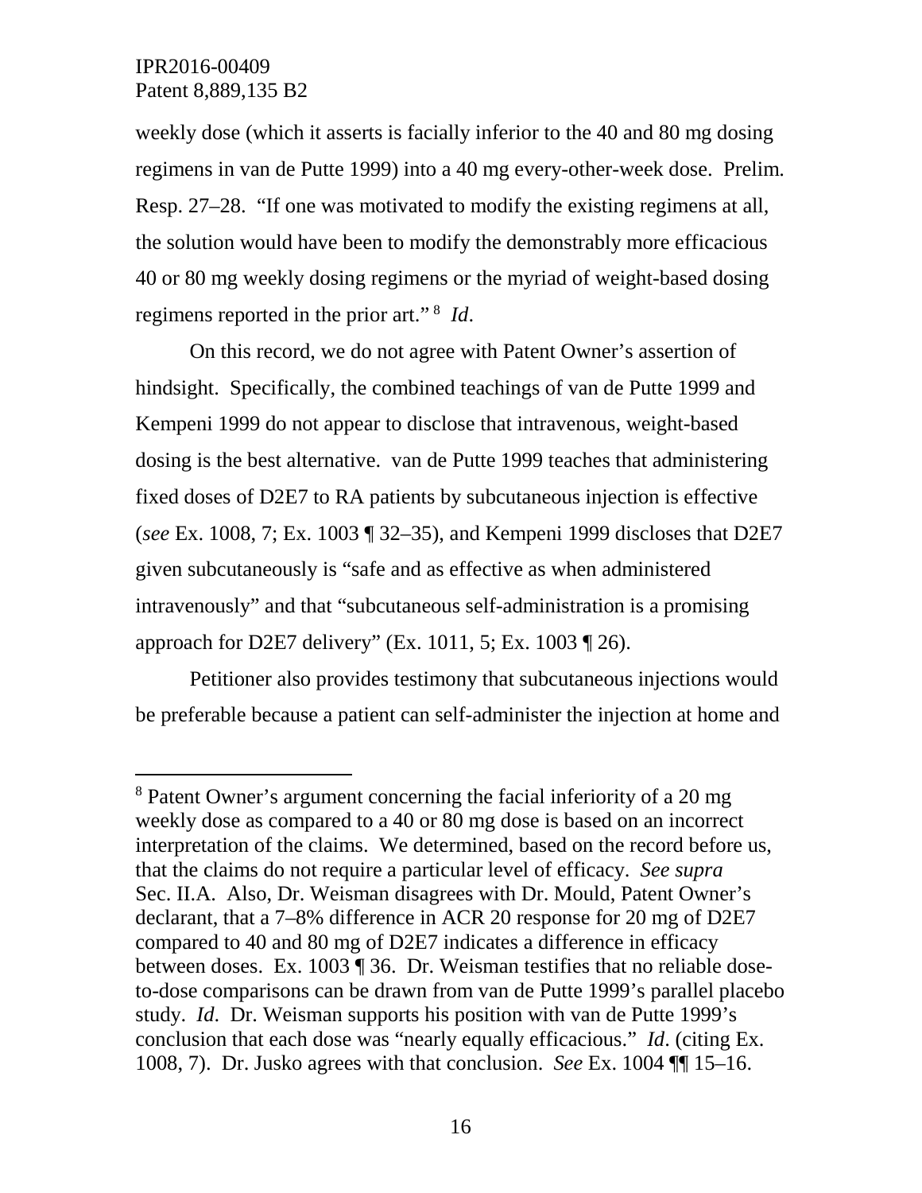weekly dose (which it asserts is facially inferior to the 40 and 80 mg dosing regimens in van de Putte 1999) into a 40 mg every-other-week dose. Prelim. Resp. 27–28. "If one was motivated to modify the existing regimens at all, the solution would have been to modify the demonstrably more efficacious 40 or 80 mg weekly dosing regimens or the myriad of weight-based dosing regimens reported in the prior art." [8] *Id*.

On this record, we do not agree with Patent Owner's assertion of hindsight. Specifically, the combined teachings of van de Putte 1999 and Kempeni 1999 do not appear to disclose that intravenous, weight-based dosing is the best alternative. van de Putte 1999 teaches that administering fixed doses of D2E7 to RA patients by subcutaneous injection is effective (*see* Ex. 1008, 7; Ex. 1003 ¶ 32–35), and Kempeni 1999 discloses that D2E7 given subcutaneously is "safe and as effective as when administered intravenously" and that "subcutaneous self-administration is a promising approach for D2E7 delivery" (Ex. 1011, 5; Ex. 1003 ¶ 26).

Petitioner also provides testimony that subcutaneous injections would be preferable because a patient can self-administer the injection at home and

---

[8] Patent Owner's argument concerning the facial inferiority of a 20 mg weekly dose as compared to a 40 or 80 mg dose is based on an incorrect interpretation of the claims. We determined, based on the record before us, that the claims do not require a particular level of efficacy. *See supra* Sec. II.A. Also, Dr. Weisman disagrees with Dr. Mould, Patent Owner's declarant, that a 7–8% difference in ACR 20 response for 20 mg of D2E7 compared to 40 and 80 mg of D2E7 indicates a difference in efficacy between doses. Ex. 1003 ¶ 36. Dr. Weisman testifies that no reliable dose-to-dose comparisons can be drawn from van de Putte 1999's parallel placebo study. *Id*. Dr. Weisman supports his position with van de Putte 1999's conclusion that each dose was "nearly equally efficacious." *Id*. (citing Ex. 1008, 7). Dr. Jusko agrees with that conclusion. *See* Ex. 1004 ¶¶ 15–16.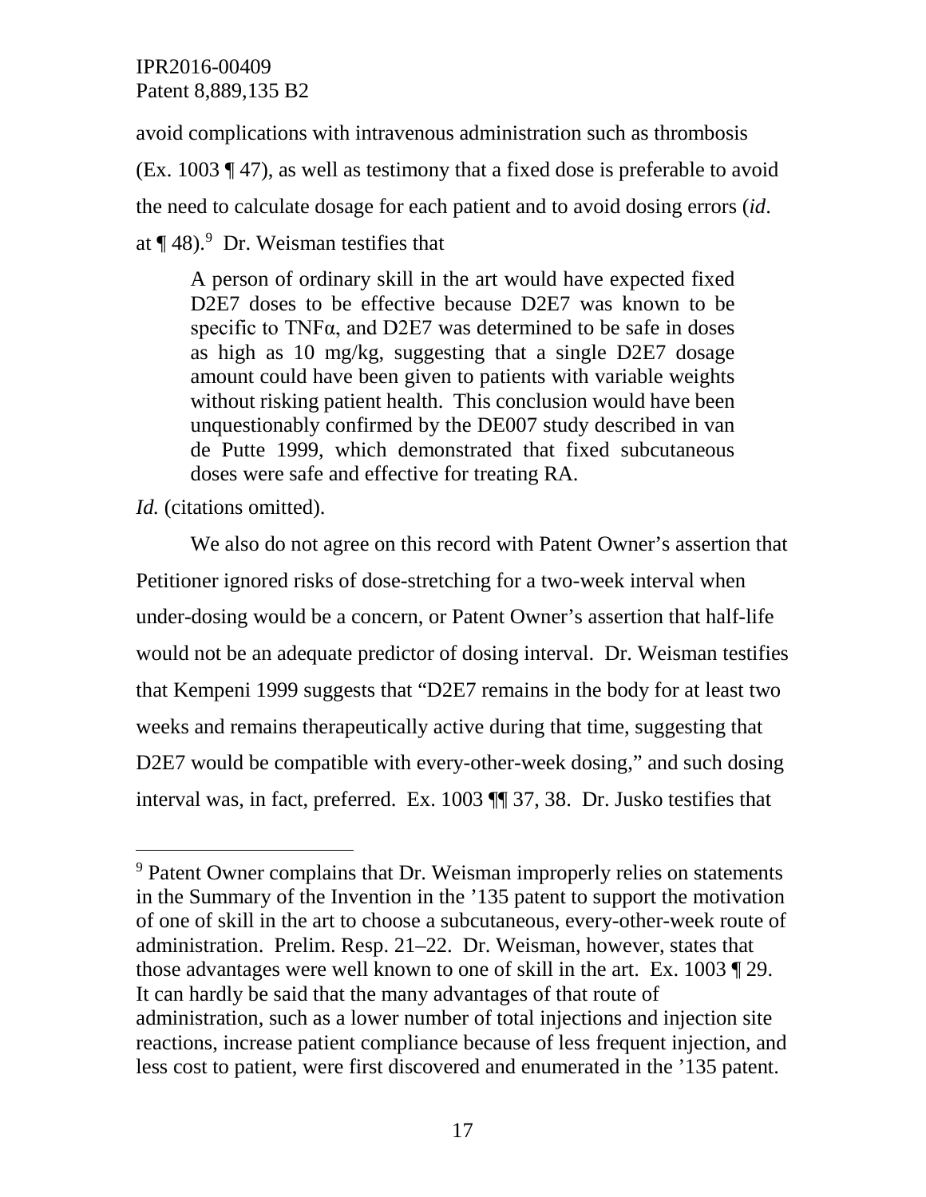avoid complications with intravenous administration such as thrombosis (Ex. 1003 ¶ 47), as well as testimony that a fixed dose is preferable to avoid the need to calculate dosage for each patient and to avoid dosing errors (*id*. at ¶ 48).[9] Dr. Weisman testifies that

> A person of ordinary skill in the art would have expected fixed D2E7 doses to be effective because D2E7 was known to be specific to TNFα, and D2E7 was determined to be safe in doses as high as 10 mg/kg, suggesting that a single D2E7 dosage amount could have been given to patients with variable weights without risking patient health. This conclusion would have been unquestionably confirmed by the DE007 study described in van de Putte 1999, which demonstrated that fixed subcutaneous doses were safe and effective for treating RA.

*Id.* (citations omitted).

We also do not agree on this record with Patent Owner's assertion that Petitioner ignored risks of dose-stretching for a two-week interval when under-dosing would be a concern, or Patent Owner's assertion that half-life would not be an adequate predictor of dosing interval. Dr. Weisman testifies that Kempeni 1999 suggests that "D2E7 remains in the body for at least two weeks and remains therapeutically active during that time, suggesting that D2E7 would be compatible with every-other-week dosing," and such dosing interval was, in fact, preferred. Ex. 1003 ¶¶ 37, 38. Dr. Jusko testifies that

---

[9] Patent Owner complains that Dr. Weisman improperly relies on statements in the Summary of the Invention in the '135 patent to support the motivation of one of skill in the art to choose a subcutaneous, every-other-week route of administration. Prelim. Resp. 21–22. Dr. Weisman, however, states that those advantages were well known to one of skill in the art. Ex. 1003 ¶ 29. It can hardly be said that the many advantages of that route of administration, such as a lower number of total injections and injection site reactions, increase patient compliance because of less frequent injection, and less cost to patient, were first discovered and enumerated in the '135 patent.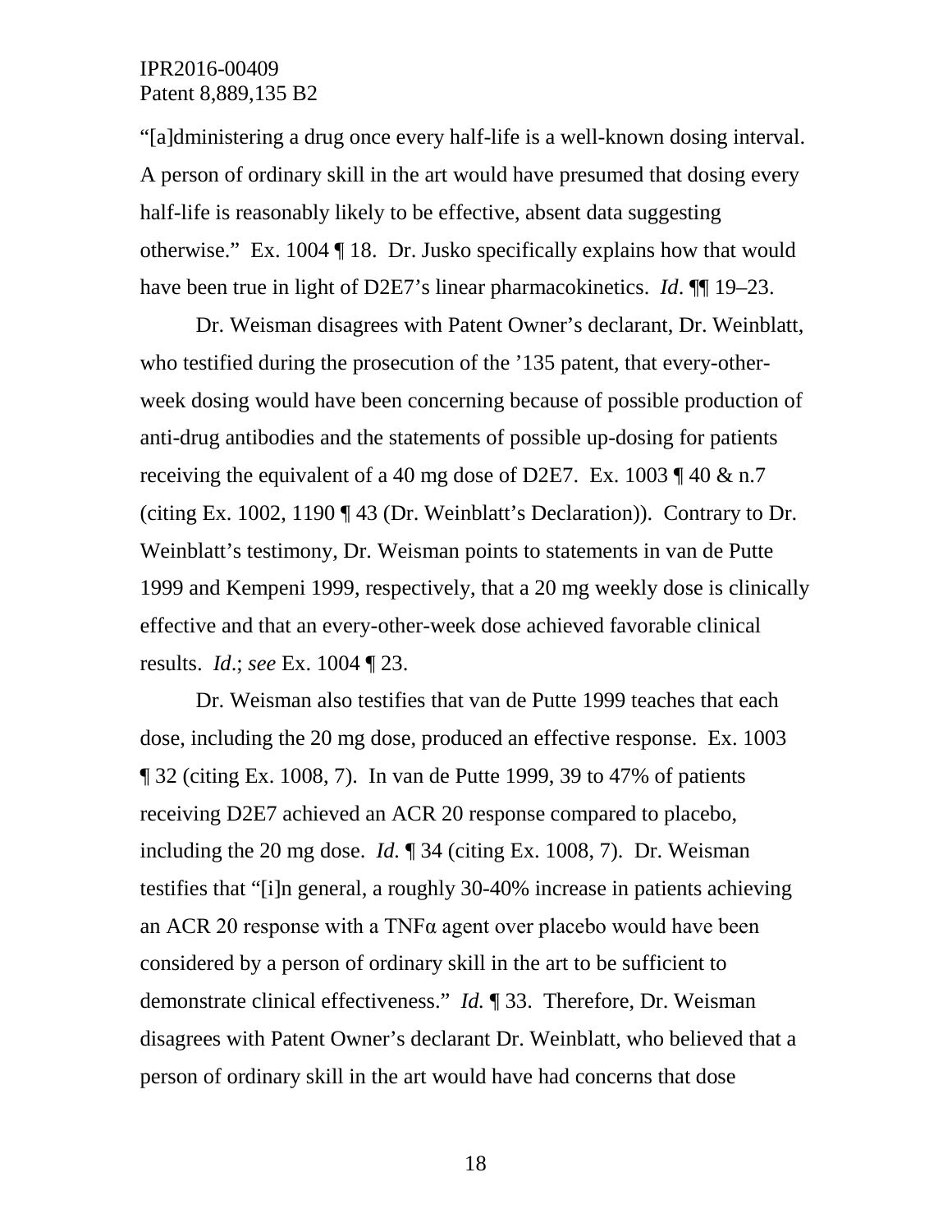"[a]dministering a drug once every half-life is a well-known dosing interval. A person of ordinary skill in the art would have presumed that dosing every half-life is reasonably likely to be effective, absent data suggesting otherwise." Ex. 1004 ¶ 18. Dr. Jusko specifically explains how that would have been true in light of D2E7's linear pharmacokinetics. *Id*. ¶¶ 19–23.

Dr. Weisman disagrees with Patent Owner's declarant, Dr. Weinblatt, who testified during the prosecution of the '135 patent, that every-other-week dosing would have been concerning because of possible production of anti-drug antibodies and the statements of possible up-dosing for patients receiving the equivalent of a 40 mg dose of D2E7. Ex. 1003 ¶ 40 & n.7 (citing Ex. 1002, 1190 ¶ 43 (Dr. Weinblatt's Declaration)). Contrary to Dr. Weinblatt's testimony, Dr. Weisman points to statements in van de Putte 1999 and Kempeni 1999, respectively, that a 20 mg weekly dose is clinically effective and that an every-other-week dose achieved favorable clinical results. *Id*.; *see* Ex. 1004 ¶ 23.

Dr. Weisman also testifies that van de Putte 1999 teaches that each dose, including the 20 mg dose, produced an effective response. Ex. 1003 ¶ 32 (citing Ex. 1008, 7). In van de Putte 1999, 39 to 47% of patients receiving D2E7 achieved an ACR 20 response compared to placebo, including the 20 mg dose. *Id.* ¶ 34 (citing Ex. 1008, 7). Dr. Weisman testifies that "[i]n general, a roughly 30-40% increase in patients achieving an ACR 20 response with a TNFα agent over placebo would have been considered by a person of ordinary skill in the art to be sufficient to demonstrate clinical effectiveness." *Id.* ¶ 33. Therefore, Dr. Weisman disagrees with Patent Owner's declarant Dr. Weinblatt, who believed that a person of ordinary skill in the art would have had concerns that dose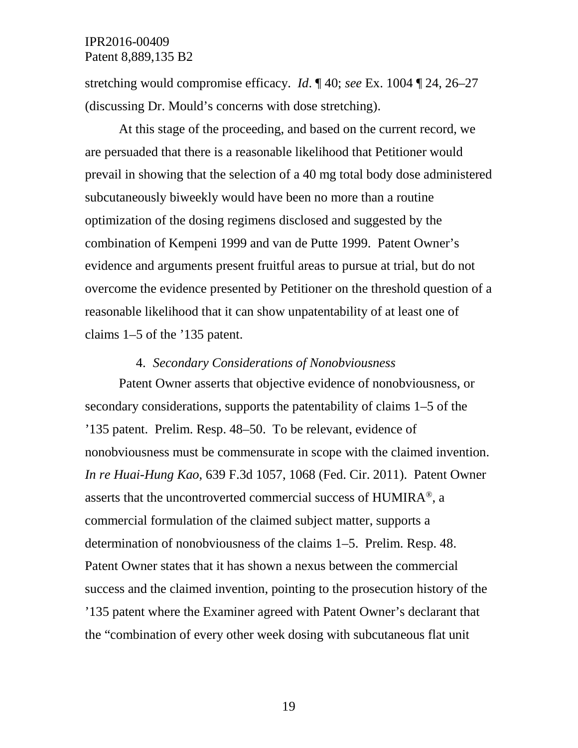stretching would compromise efficacy. *Id*. ¶ 40; *see* Ex. 1004 ¶ 24, 26–27 (discussing Dr. Mould's concerns with dose stretching).

At this stage of the proceeding, and based on the current record, we are persuaded that there is a reasonable likelihood that Petitioner would prevail in showing that the selection of a 40 mg total body dose administered subcutaneously biweekly would have been no more than a routine optimization of the dosing regimens disclosed and suggested by the combination of Kempeni 1999 and van de Putte 1999. Patent Owner's evidence and arguments present fruitful areas to pursue at trial, but do not overcome the evidence presented by Petitioner on the threshold question of a reasonable likelihood that it can show unpatentability of at least one of claims 1–5 of the '135 patent.

#### 4. *Secondary Considerations of Nonobviousness*

Patent Owner asserts that objective evidence of nonobviousness, or secondary considerations, supports the patentability of claims 1–5 of the '135 patent. Prelim. Resp. 48–50. To be relevant, evidence of nonobviousness must be commensurate in scope with the claimed invention. *In re Huai-Hung Kao*, 639 F.3d 1057, 1068 (Fed. Cir. 2011). Patent Owner asserts that the uncontroverted commercial success of HUMIRA®, a commercial formulation of the claimed subject matter, supports a determination of nonobviousness of the claims 1–5. Prelim. Resp. 48. Patent Owner states that it has shown a nexus between the commercial success and the claimed invention, pointing to the prosecution history of the '135 patent where the Examiner agreed with Patent Owner's declarant that the "combination of every other week dosing with subcutaneous flat unit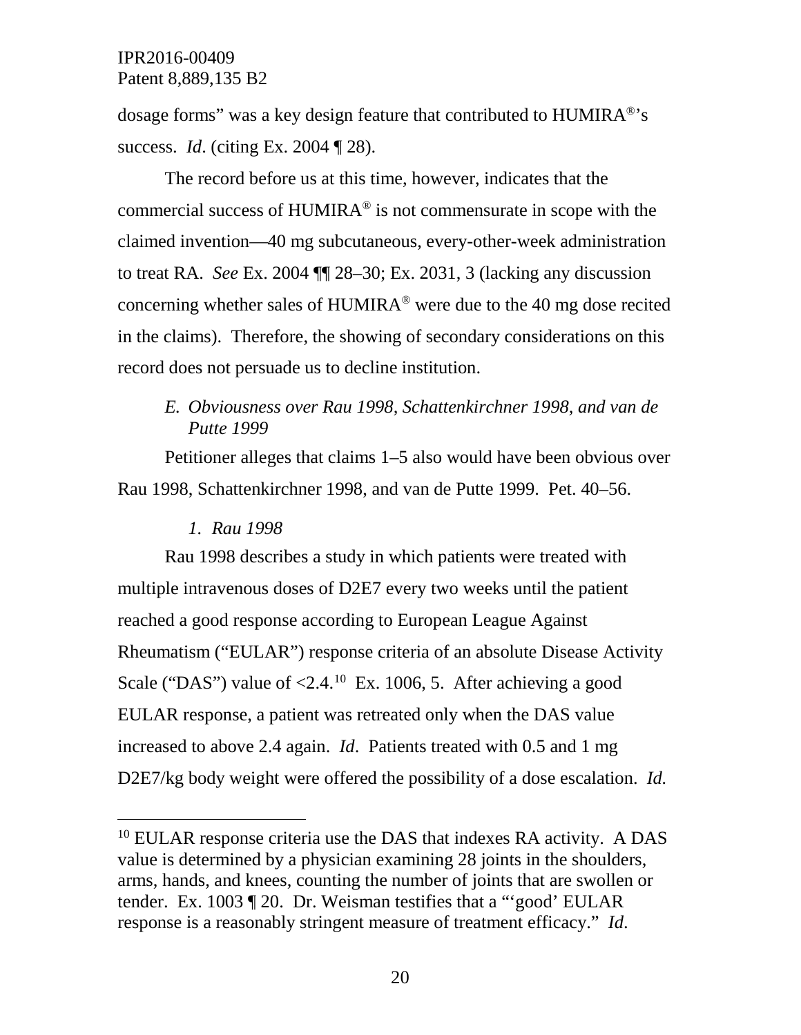dosage forms" was a key design feature that contributed to HUMIRA®'s success. *Id*. (citing Ex. 2004 ¶ 28).

The record before us at this time, however, indicates that the commercial success of HUMIRA® is not commensurate in scope with the claimed invention—40 mg subcutaneous, every-other-week administration to treat RA. *See* Ex. 2004 ¶¶ 28–30; Ex. 2031, 3 (lacking any discussion concerning whether sales of HUMIRA® were due to the 40 mg dose recited in the claims). Therefore, the showing of secondary considerations on this record does not persuade us to decline institution.

### *E. Obviousness over Rau 1998, Schattenkirchner 1998, and van de Putte 1999*

Petitioner alleges that claims 1–5 also would have been obvious over Rau 1998, Schattenkirchner 1998, and van de Putte 1999. Pet. 40–56.

#### *1. Rau 1998*

Rau 1998 describes a study in which patients were treated with multiple intravenous doses of D2E7 every two weeks until the patient reached a good response according to European League Against Rheumatism ("EULAR") response criteria of an absolute Disease Activity Scale ("DAS") value of <2.4.[10] Ex. 1006, 5. After achieving a good EULAR response, a patient was retreated only when the DAS value increased to above 2.4 again. *Id*. Patients treated with 0.5 and 1 mg D2E7/kg body weight were offered the possibility of a dose escalation. *Id.*

---

[10] EULAR response criteria use the DAS that indexes RA activity. A DAS value is determined by a physician examining 28 joints in the shoulders, arms, hands, and knees, counting the number of joints that are swollen or tender. Ex. 1003 ¶ 20. Dr. Weisman testifies that a "'good' EULAR response is a reasonably stringent measure of treatment efficacy." *Id*.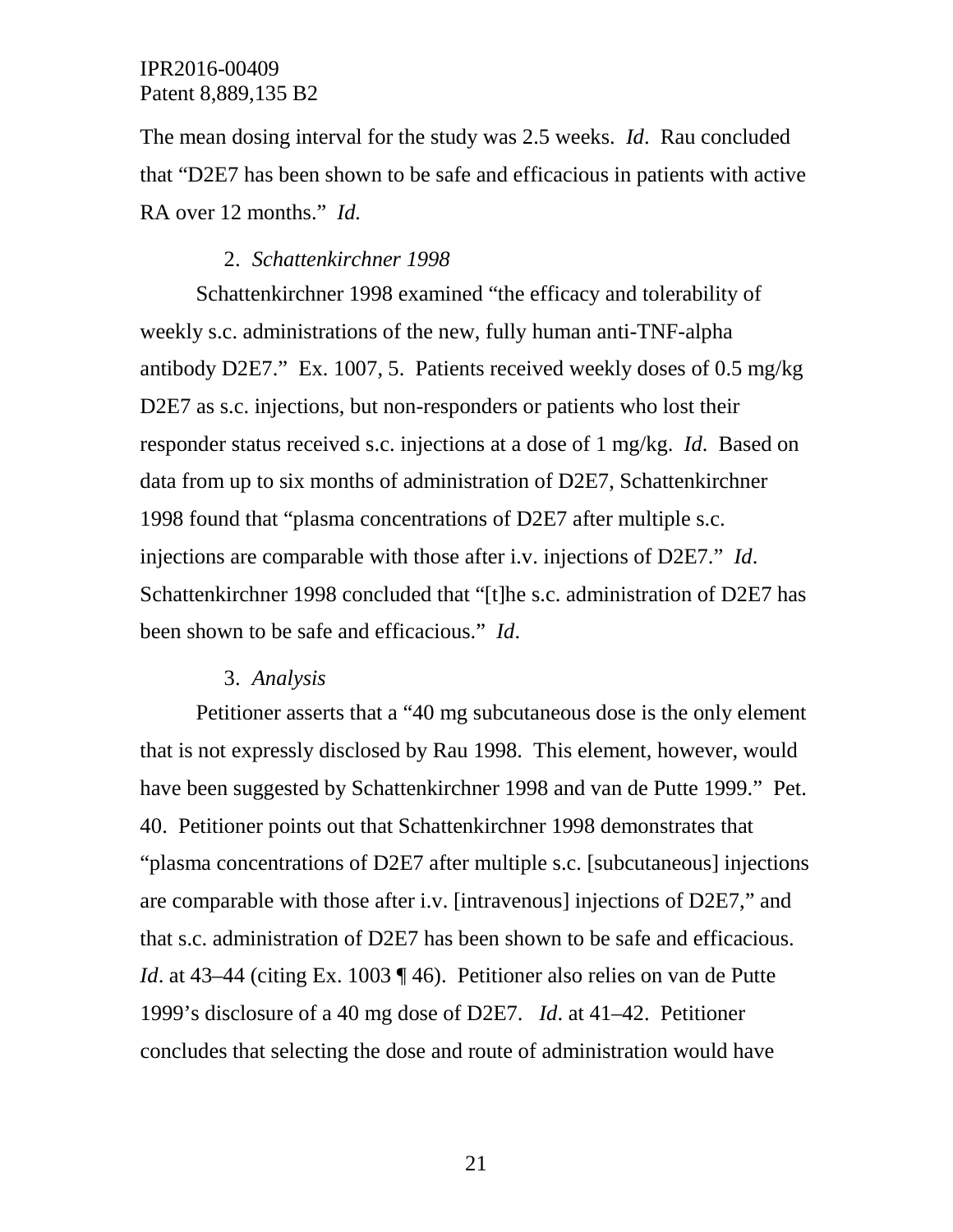The mean dosing interval for the study was 2.5 weeks. *Id*. Rau concluded that "D2E7 has been shown to be safe and efficacious in patients with active RA over 12 months." *Id.*

### 2. *Schattenkirchner 1998*

Schattenkirchner 1998 examined "the efficacy and tolerability of weekly s.c. administrations of the new, fully human anti-TNF-alpha antibody D2E7." Ex. 1007, 5. Patients received weekly doses of 0.5 mg/kg D2E7 as s.c. injections, but non-responders or patients who lost their responder status received s.c. injections at a dose of 1 mg/kg. *Id*. Based on data from up to six months of administration of D2E7, Schattenkirchner 1998 found that "plasma concentrations of D2E7 after multiple s.c. injections are comparable with those after i.v. injections of D2E7." *Id*. Schattenkirchner 1998 concluded that "[t]he s.c. administration of D2E7 has been shown to be safe and efficacious." *Id*.

### 3. *Analysis*

Petitioner asserts that a "40 mg subcutaneous dose is the only element that is not expressly disclosed by Rau 1998. This element, however, would have been suggested by Schattenkirchner 1998 and van de Putte 1999." Pet. 40. Petitioner points out that Schattenkirchner 1998 demonstrates that "plasma concentrations of D2E7 after multiple s.c. [subcutaneous] injections are comparable with those after i.v. [intravenous] injections of D2E7," and that s.c. administration of D2E7 has been shown to be safe and efficacious. *Id*. at 43–44 (citing Ex. 1003 ¶ 46). Petitioner also relies on van de Putte 1999's disclosure of a 40 mg dose of D2E7. *Id*. at 41–42. Petitioner concludes that selecting the dose and route of administration would have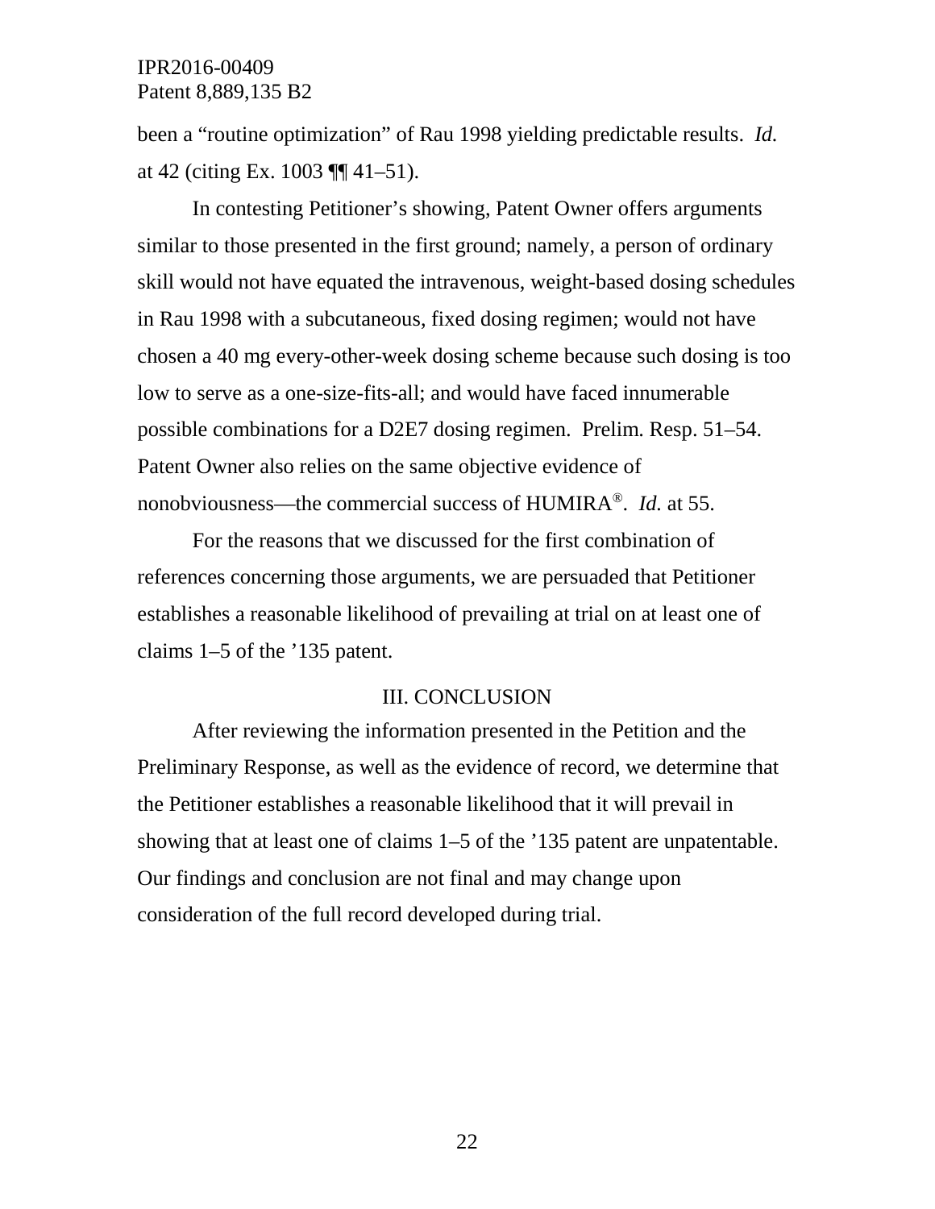been a "routine optimization" of Rau 1998 yielding predictable results. *Id.* at 42 (citing Ex. 1003 ¶¶ 41–51).

In contesting Petitioner's showing, Patent Owner offers arguments similar to those presented in the first ground; namely, a person of ordinary skill would not have equated the intravenous, weight-based dosing schedules in Rau 1998 with a subcutaneous, fixed dosing regimen; would not have chosen a 40 mg every-other-week dosing scheme because such dosing is too low to serve as a one-size-fits-all; and would have faced innumerable possible combinations for a D2E7 dosing regimen. Prelim. Resp. 51–54. Patent Owner also relies on the same objective evidence of nonobviousness—the commercial success of HUMIRA®. *Id.* at 55.

For the reasons that we discussed for the first combination of references concerning those arguments, we are persuaded that Petitioner establishes a reasonable likelihood of prevailing at trial on at least one of claims 1–5 of the '135 patent.

## III. CONCLUSION

After reviewing the information presented in the Petition and the Preliminary Response, as well as the evidence of record, we determine that the Petitioner establishes a reasonable likelihood that it will prevail in showing that at least one of claims 1–5 of the '135 patent are unpatentable. Our findings and conclusion are not final and may change upon consideration of the full record developed during trial.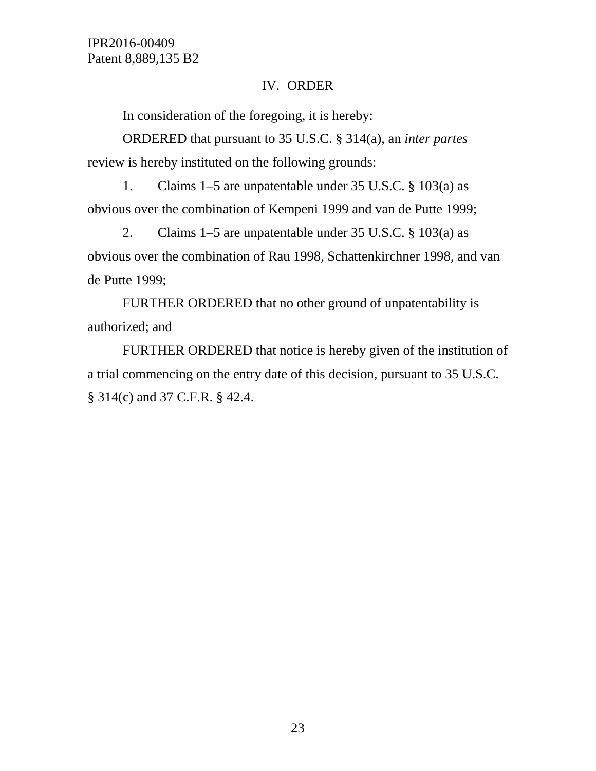## IV. ORDER

In consideration of the foregoing, it is hereby:

ORDERED that pursuant to 35 U.S.C. § 314(a), an *inter partes* review is hereby instituted on the following grounds:

1. Claims 1–5 are unpatentable under 35 U.S.C. § 103(a) as obvious over the combination of Kempeni 1999 and van de Putte 1999;

2. Claims 1–5 are unpatentable under 35 U.S.C. § 103(a) as obvious over the combination of Rau 1998, Schattenkirchner 1998, and van de Putte 1999;

FURTHER ORDERED that no other ground of unpatentability is authorized; and

FURTHER ORDERED that notice is hereby given of the institution of a trial commencing on the entry date of this decision, pursuant to 35 U.S.C. § 314(c) and 37 C.F.R. § 42.4.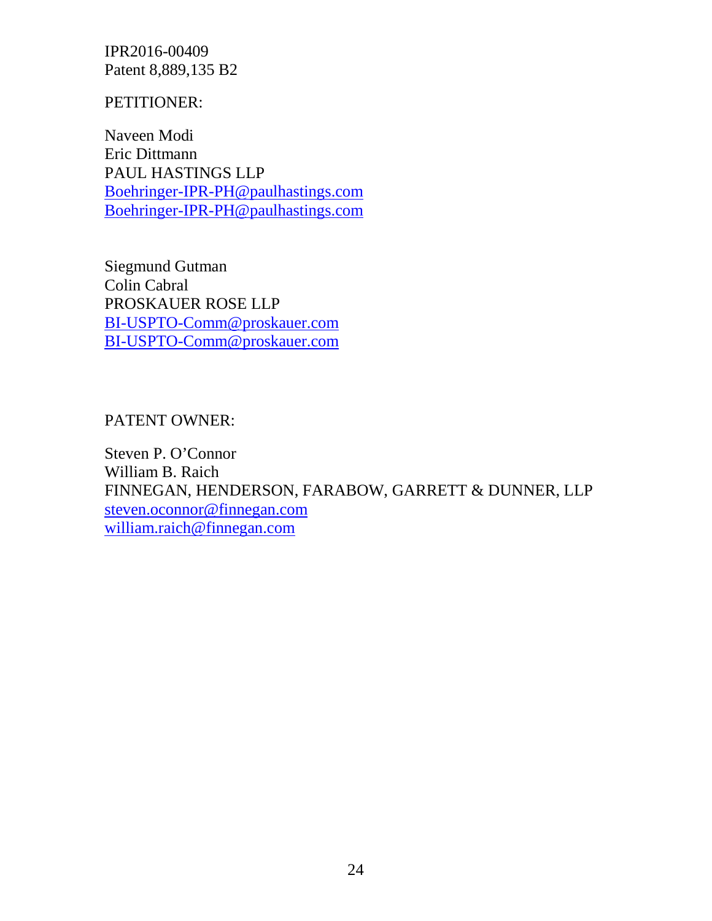IPR2016-00409
Patent 8,889,135 B2

PETITIONER:

Naveen Modi
Eric Dittmann
PAUL HASTINGS LLP
Boehringer-IPR-PH@paulhastings.com
Boehringer-IPR-PH@paulhastings.com

Siegmund Gutman
Colin Cabral
PROSKAUER ROSE LLP
BI-USPTO-Comm@proskauer.com
BI-USPTO-Comm@proskauer.com

PATENT OWNER:

Steven P. O'Connor
William B. Raich
FINNEGAN, HENDERSON, FARABOW, GARRETT & DUNNER, LLP
steven.oconnor@finnegan.com
william.raich@finnegan.com